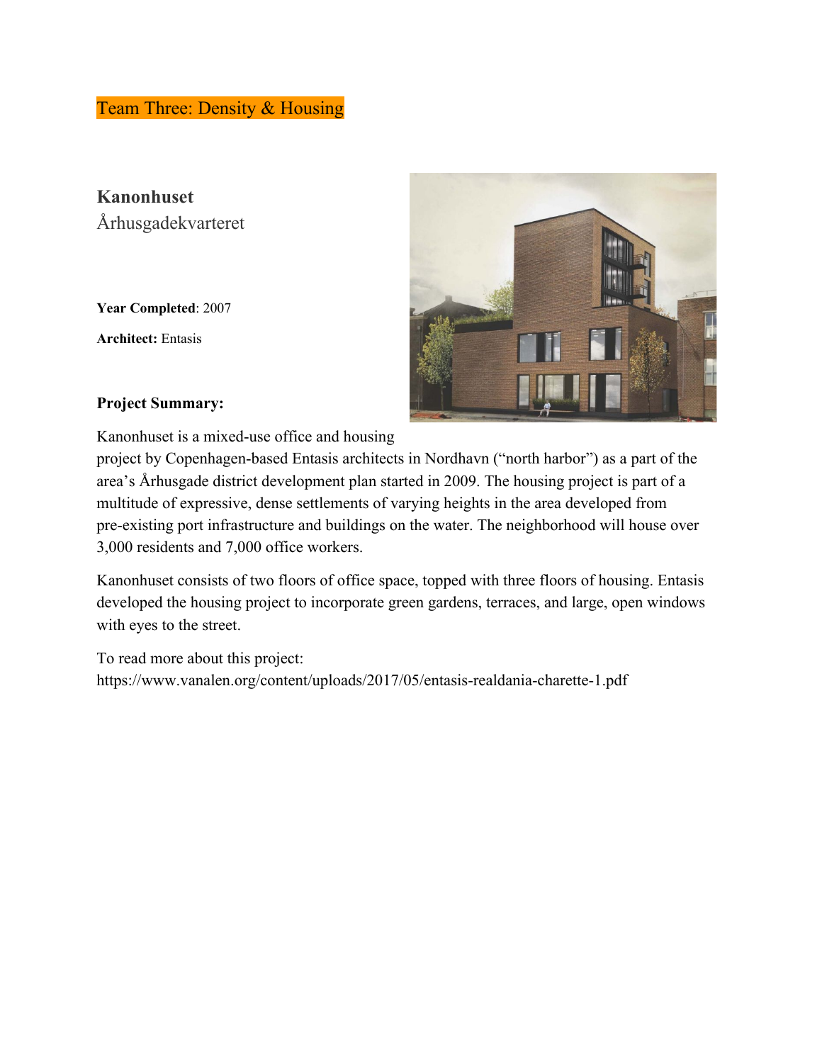# Team Three: Density & Housing

## Kanonhuset

Århusgadekvarteret

**Year Completed**: 2007

**Architect:** Entasis

**Project Summary:**

Kanonhuset is a mixed-use office and housing project by Copenhagen-based Entasis architects in Nordhavn ("north harbor") as a part of the area's Århusgade district development plan started in 2009. The housing project is part of a multitude of expressive, dense settlements of varying heights in the area developed from pre-existing port infrastructure and buildings on the water. The neighborhood will house over 3,000 residents and 7,000 office workers.

Kanonhuset consists of two floors of office space, topped with three floors of housing. Entasis developed the housing project to incorporate green gardens, terraces, and large, open windows with eyes to the street.

To read more about this project:
https://www.vanalen.org/content/uploads/2017/05/entasis-realdania-charette-1.pdf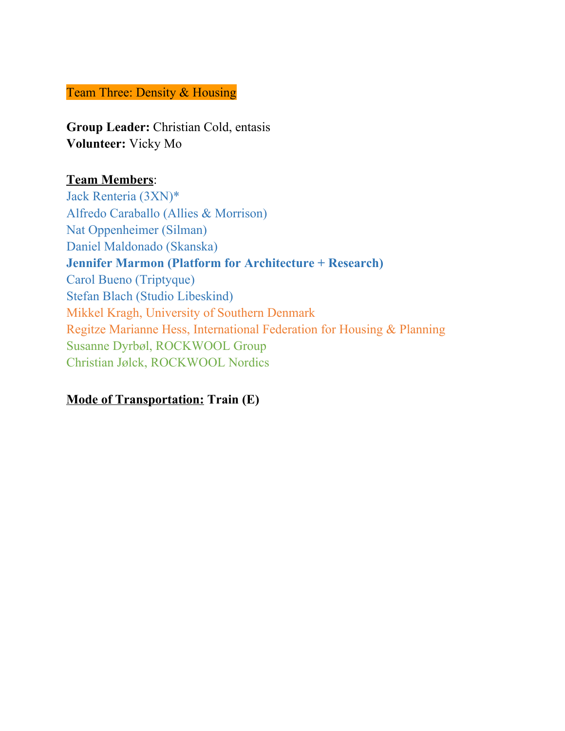## Team Three: Density & Housing

**Group Leader:** Christian Cold, entasis
**Volunteer:** Vicky Mo

**Team Members**:

Jack Renteria (3XN)*
Alfredo Caraballo (Allies & Morrison)
Nat Oppenheimer (Silman)
Daniel Maldonado (Skanska)
**Jennifer Marmon (Platform for Architecture + Research)**
Carol Bueno (Triptyque)
Stefan Blach (Studio Libeskind)
Mikkel Kragh, University of Southern Denmark
Regitze Marianne Hess, International Federation for Housing & Planning
Susanne Dyrbøl, ROCKWOOL Group
Christian Jølck, ROCKWOOL Nordics

**Mode of Transportation:** **Train (E)**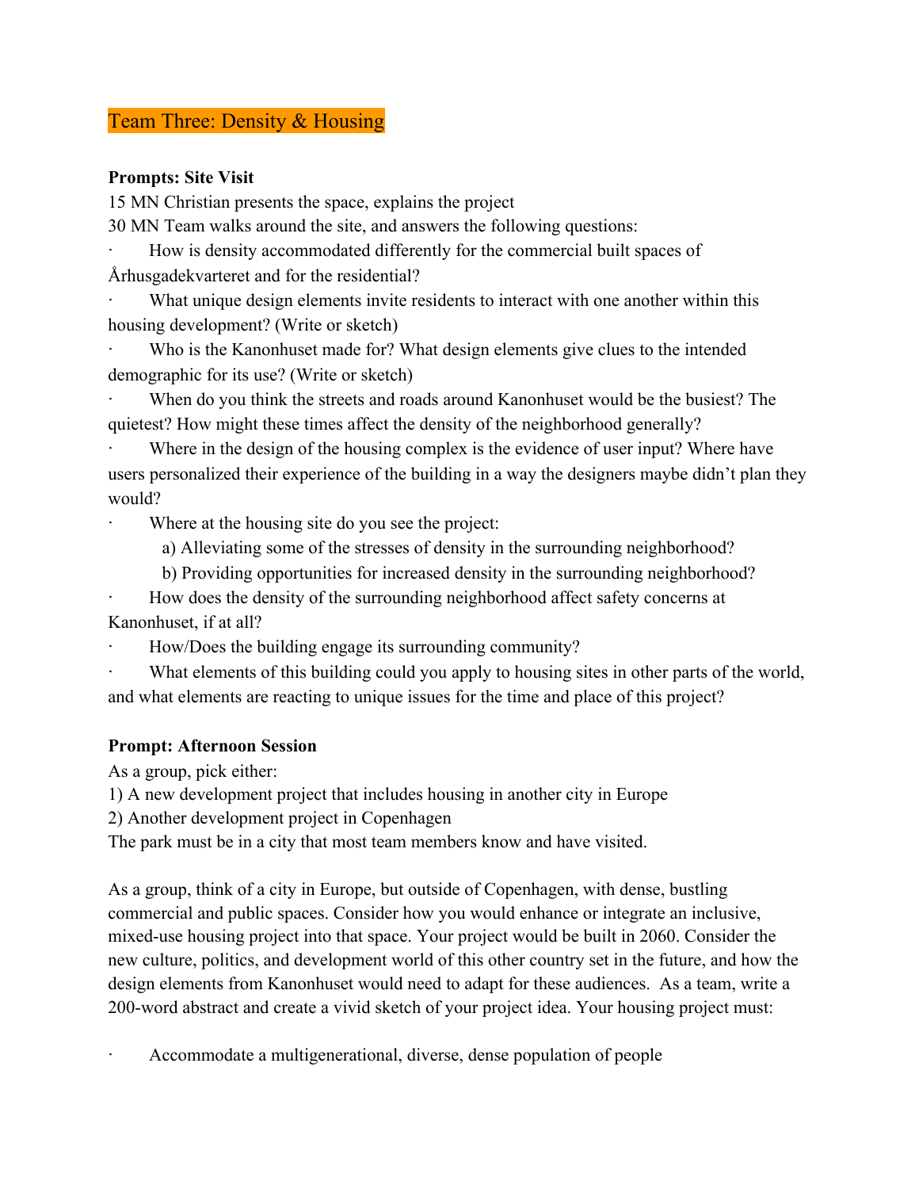## Team Three: Density & Housing

**Prompts: Site Visit**

15 MN Christian presents the space, explains the project

30 MN Team walks around the site, and answers the following questions:

- How is density accommodated differently for the commercial built spaces of Århusgadekvarteret and for the residential?
- What unique design elements invite residents to interact with one another within this housing development? (Write or sketch)
- Who is the Kanonhuset made for? What design elements give clues to the intended demographic for its use? (Write or sketch)
- When do you think the streets and roads around Kanonhuset would be the busiest? The quietest? How might these times affect the density of the neighborhood generally?
- Where in the design of the housing complex is the evidence of user input? Where have users personalized their experience of the building in a way the designers maybe didn't plan they would?
- Where at the housing site do you see the project:
  - a) Alleviating some of the stresses of density in the surrounding neighborhood?
  - b) Providing opportunities for increased density in the surrounding neighborhood?
- How does the density of the surrounding neighborhood affect safety concerns at Kanonhuset, if at all?
- How/Does the building engage its surrounding community?
- What elements of this building could you apply to housing sites in other parts of the world, and what elements are reacting to unique issues for the time and place of this project?

**Prompt: Afternoon Session**

As a group, pick either:

1) A new development project that includes housing in another city in Europe
2) Another development project in Copenhagen

The park must be in a city that most team members know and have visited.

As a group, think of a city in Europe, but outside of Copenhagen, with dense, bustling commercial and public spaces. Consider how you would enhance or integrate an inclusive, mixed-use housing project into that space. Your project would be built in 2060. Consider the new culture, politics, and development world of this other country set in the future, and how the design elements from Kanonhuset would need to adapt for these audiences. As a team, write a 200-word abstract and create a vivid sketch of your project idea. Your housing project must:

- Accommodate a multigenerational, diverse, dense population of people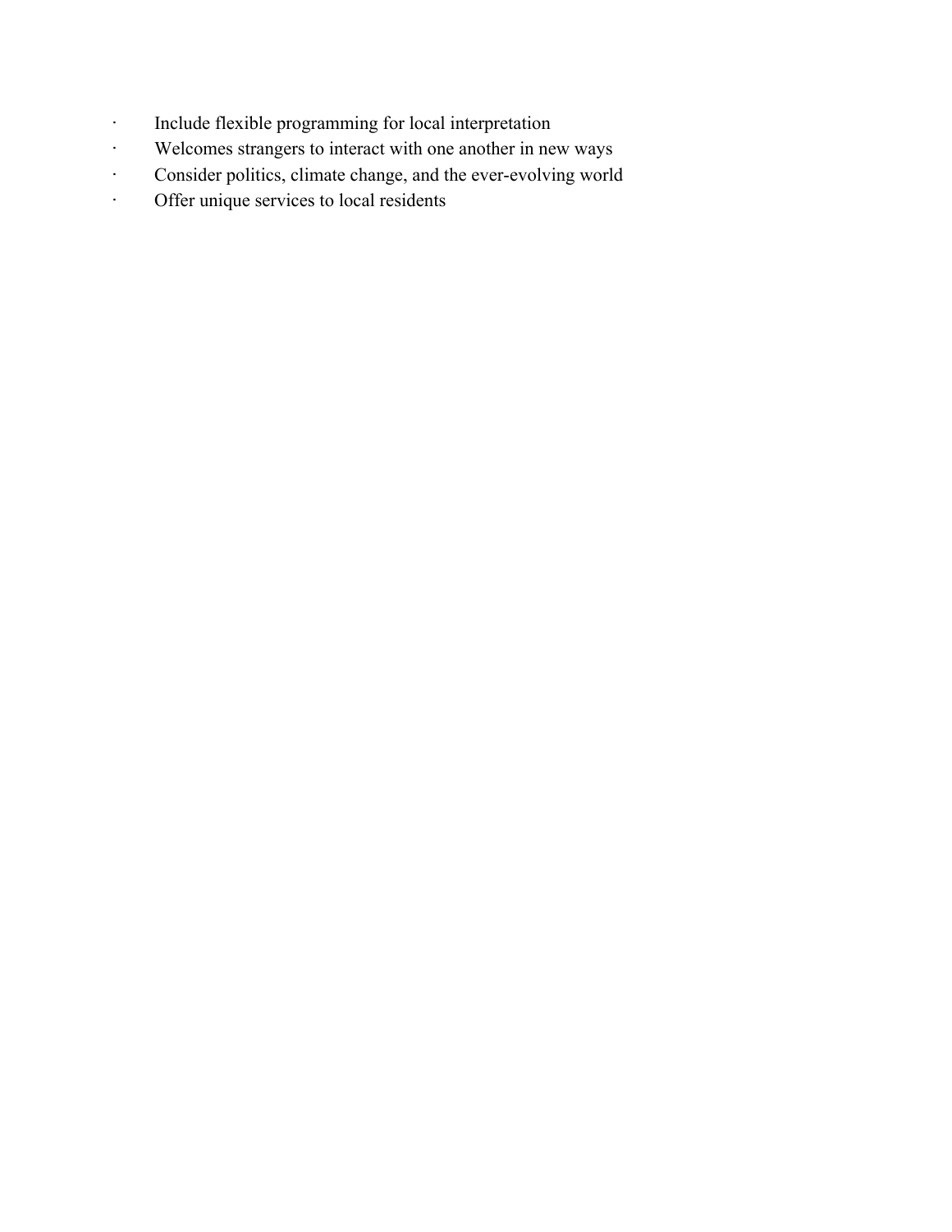- Include flexible programming for local interpretation
- Welcomes strangers to interact with one another in new ways
- Consider politics, climate change, and the ever-evolving world
- Offer unique services to local residents